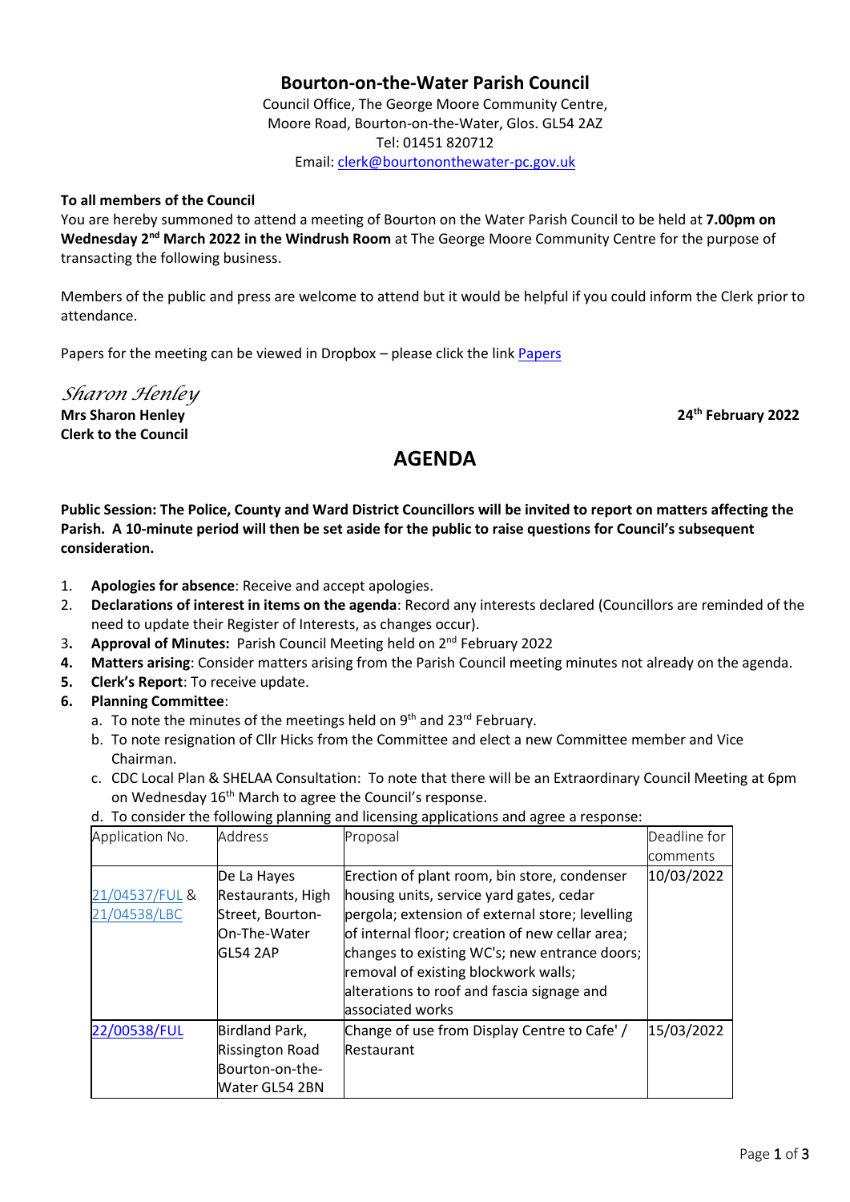# Bourton-on-the-Water Parish Council

Council Office, The George Moore Community Centre,
Moore Road, Bourton-on-the-Water, Glos. GL54 2AZ
Tel: 01451 820712
Email: clerk@bourtononthewater-pc.gov.uk

**To all members of the Council**

You are hereby summoned to attend a meeting of Bourton on the Water Parish Council to be held at **7.00pm on Wednesday 2nd March 2022 in the Windrush Room** at The George Moore Community Centre for the purpose of transacting the following business.

Members of the public and press are welcome to attend but it would be helpful if you could inform the Clerk prior to attendance.

Papers for the meeting can be viewed in Dropbox – please click the link Papers

*Sharon Henley*

**Mrs Sharon Henley**
**Clerk to the Council**

**24th February 2022**

## AGENDA

**Public Session: The Police, County and Ward District Councillors will be invited to report on matters affecting the Parish. A 10-minute period will then be set aside for the public to raise questions for Council's subsequent consideration.**

1. **Apologies for absence**: Receive and accept apologies.
2. **Declarations of interest in items on the agenda**: Record any interests declared (Councillors are reminded of the need to update their Register of Interests, as changes occur).
3. **Approval of Minutes:** Parish Council Meeting held on 2nd February 2022
4. **Matters arising**: Consider matters arising from the Parish Council meeting minutes not already on the agenda.
5. **Clerk's Report**: To receive update.
6. **Planning Committee**:
   a. To note the minutes of the meetings held on 9th and 23rd February.
   b. To note resignation of Cllr Hicks from the Committee and elect a new Committee member and Vice Chairman.
   c. CDC Local Plan & SHELAA Consultation: To note that there will be an Extraordinary Council Meeting at 6pm on Wednesday 16th March to agree the Council's response.
   d. To consider the following planning and licensing applications and agree a response:

| Application No. | Address | Proposal | Deadline for comments |
|---|---|---|---|
| 21/04537/FUL & 21/04538/LBC | De La Hayes Restaurants, High Street, Bourton-On-The-Water GL54 2AP | Erection of plant room, bin store, condenser housing units, service yard gates, cedar pergola; extension of external store; levelling of internal floor; creation of new cellar area; changes to existing WC's; new entrance doors; removal of existing blockwork walls; alterations to roof and fascia signage and associated works | 10/03/2022 |
| 22/00538/FUL | Birdland Park, Rissington Road Bourton-on-the-Water GL54 2BN | Change of use from Display Centre to Cafe' / Restaurant | 15/03/2022 |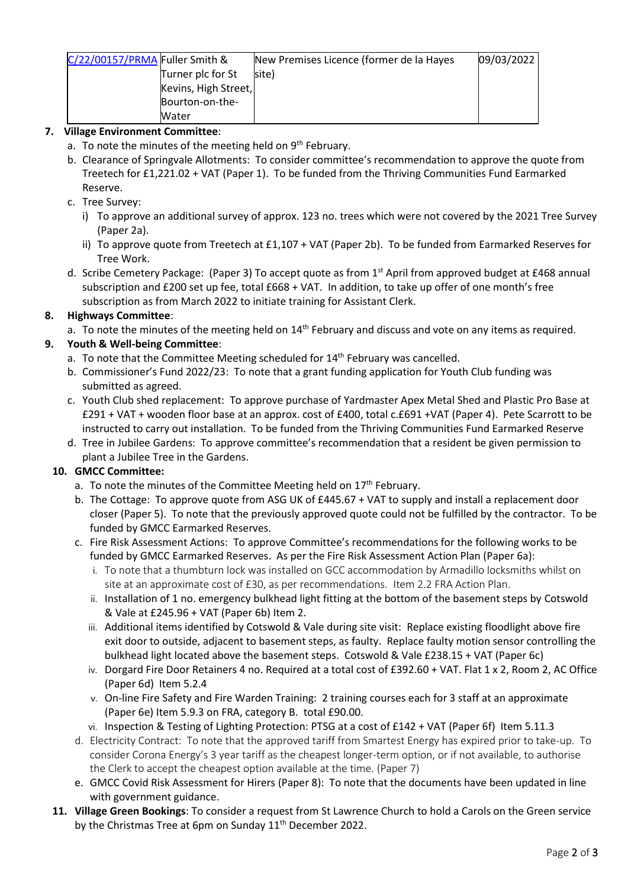| C/22/00157/PRMA | Fuller Smith & Turner plc for St Kevins, High Street, Bourton-on-the-Water | New Premises Licence (former de la Hayes site) | 09/03/2022 |
|---|---|---|---|

**7. Village Environment Committee**:

a. To note the minutes of the meeting held on 9th February.

b. Clearance of Springvale Allotments: To consider committee's recommendation to approve the quote from Treetech for £1,221.02 + VAT (Paper 1). To be funded from the Thriving Communities Fund Earmarked Reserve.

c. Tree Survey:

i) To approve an additional survey of approx. 123 no. trees which were not covered by the 2021 Tree Survey (Paper 2a).

ii) To approve quote from Treetech at £1,107 + VAT (Paper 2b). To be funded from Earmarked Reserves for Tree Work.

d. Scribe Cemetery Package: (Paper 3) To accept quote as from 1st April from approved budget at £468 annual subscription and £200 set up fee, total £668 + VAT. In addition, to take up offer of one month's free subscription as from March 2022 to initiate training for Assistant Clerk.

**8. Highways Committee**:

a. To note the minutes of the meeting held on 14th February and discuss and vote on any items as required.

**9. Youth & Well-being Committee**:

a. To note that the Committee Meeting scheduled for 14th February was cancelled.

b. Commissioner's Fund 2022/23: To note that a grant funding application for Youth Club funding was submitted as agreed.

c. Youth Club shed replacement: To approve purchase of Yardmaster Apex Metal Shed and Plastic Pro Base at £291 + VAT + wooden floor base at an approx. cost of £400, total c.£691 +VAT (Paper 4). Pete Scarrott to be instructed to carry out installation. To be funded from the Thriving Communities Fund Earmarked Reserve

d. Tree in Jubilee Gardens: To approve committee's recommendation that a resident be given permission to plant a Jubilee Tree in the Gardens.

**10. GMCC Committee:**

a. To note the minutes of the Committee Meeting held on 17th February.

b. The Cottage: To approve quote from ASG UK of £445.67 + VAT to supply and install a replacement door closer (Paper 5). To note that the previously approved quote could not be fulfilled by the contractor. To be funded by GMCC Earmarked Reserves.

c. Fire Risk Assessment Actions: To approve Committee's recommendations for the following works to be funded by GMCC Earmarked Reserves. As per the Fire Risk Assessment Action Plan (Paper 6a):

i. To note that a thumbturn lock was installed on GCC accommodation by Armadillo locksmiths whilst on site at an approximate cost of £30, as per recommendations. Item 2.2 FRA Action Plan.

ii. Installation of 1 no. emergency bulkhead light fitting at the bottom of the basement steps by Cotswold & Vale at £245.96 + VAT (Paper 6b) Item 2.

iii. Additional items identified by Cotswold & Vale during site visit: Replace existing floodlight above fire exit door to outside, adjacent to basement steps, as faulty. Replace faulty motion sensor controlling the bulkhead light located above the basement steps. Cotswold & Vale £238.15 + VAT (Paper 6c)

iv. Dorgard Fire Door Retainers 4 no. Required at a total cost of £392.60 + VAT. Flat 1 x 2, Room 2, AC Office (Paper 6d) Item 5.2.4

v. On-line Fire Safety and Fire Warden Training: 2 training courses each for 3 staff at an approximate (Paper 6e) Item 5.9.3 on FRA, category B. total £90.00.

vi. Inspection & Testing of Lighting Protection: PTSG at a cost of £142 + VAT (Paper 6f) Item 5.11.3

d. Electricity Contract: To note that the approved tariff from Smartest Energy has expired prior to take-up. To consider Corona Energy's 3 year tariff as the cheapest longer-term option, or if not available, to authorise the Clerk to accept the cheapest option available at the time. (Paper 7)

e. GMCC Covid Risk Assessment for Hirers (Paper 8): To note that the documents have been updated in line with government guidance.

**11. Village Green Bookings**: To consider a request from St Lawrence Church to hold a Carols on the Green service by the Christmas Tree at 6pm on Sunday 11th December 2022.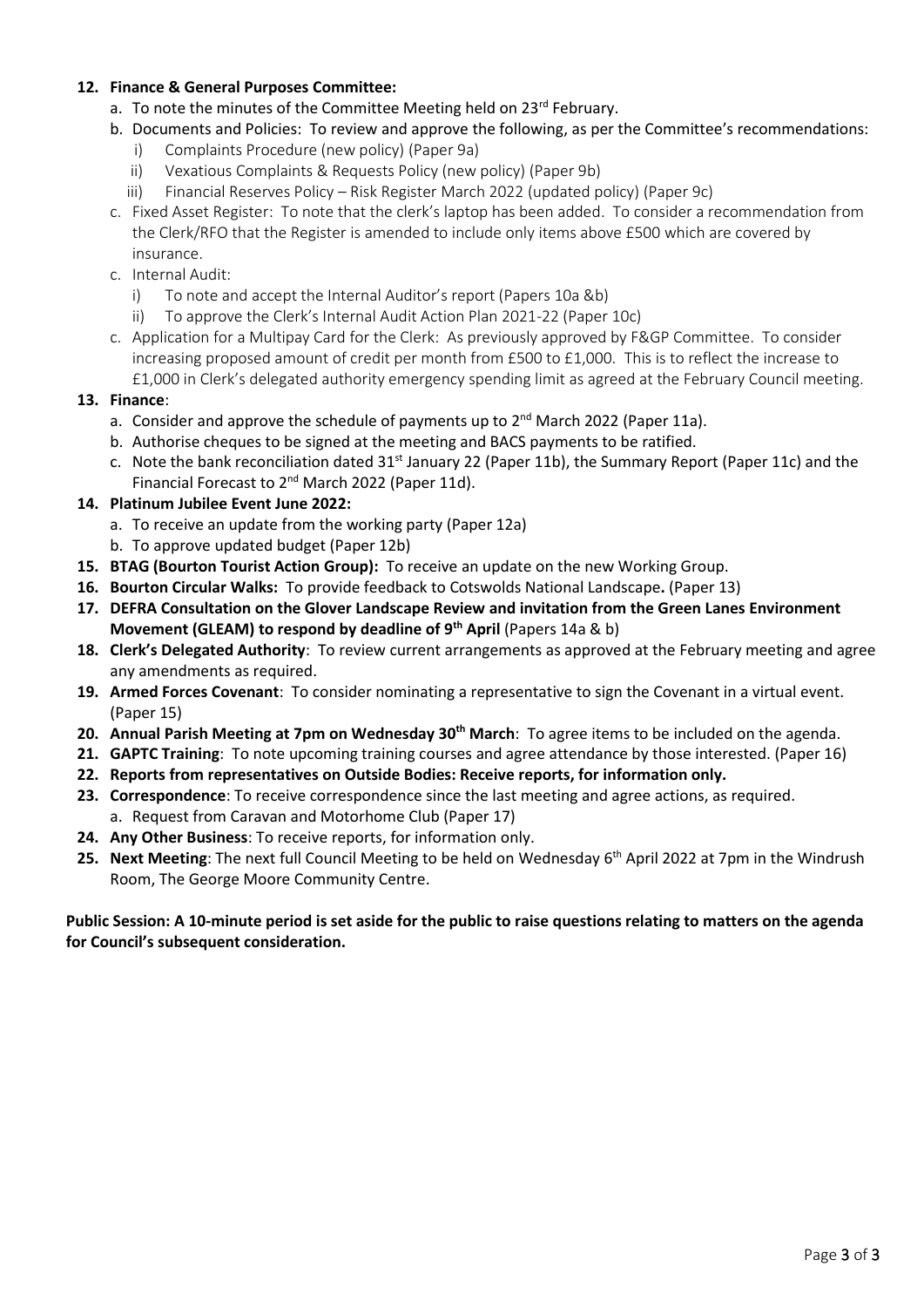**12. Finance & General Purposes Committee:**

a. To note the minutes of the Committee Meeting held on 23rd February.

b. Documents and Policies: To review and approve the following, as per the Committee's recommendations:

  i) Complaints Procedure (new policy) (Paper 9a)

  ii) Vexatious Complaints & Requests Policy (new policy) (Paper 9b)

  iii) Financial Reserves Policy – Risk Register March 2022 (updated policy) (Paper 9c)

c. Fixed Asset Register: To note that the clerk's laptop has been added. To consider a recommendation from the Clerk/RFO that the Register is amended to include only items above £500 which are covered by insurance.

c. Internal Audit:

  i) To note and accept the Internal Auditor's report (Papers 10a &b)

  ii) To approve the Clerk's Internal Audit Action Plan 2021-22 (Paper 10c)

c. Application for a Multipay Card for the Clerk: As previously approved by F&GP Committee. To consider increasing proposed amount of credit per month from £500 to £1,000. This is to reflect the increase to £1,000 in Clerk's delegated authority emergency spending limit as agreed at the February Council meeting.

**13. Finance**:

a. Consider and approve the schedule of payments up to 2nd March 2022 (Paper 11a).

b. Authorise cheques to be signed at the meeting and BACS payments to be ratified.

c. Note the bank reconciliation dated 31st January 22 (Paper 11b), the Summary Report (Paper 11c) and the Financial Forecast to 2nd March 2022 (Paper 11d).

**14. Platinum Jubilee Event June 2022:**

a. To receive an update from the working party (Paper 12a)

b. To approve updated budget (Paper 12b)

**15. BTAG (Bourton Tourist Action Group):** To receive an update on the new Working Group.

**16. Bourton Circular Walks:** To provide feedback to Cotswolds National Landscape**.** (Paper 13)

**17. DEFRA Consultation on the Glover Landscape Review and invitation from the Green Lanes Environment Movement (GLEAM) to respond by deadline of 9th April** (Papers 14a & b)

**18. Clerk's Delegated Authority**: To review current arrangements as approved at the February meeting and agree any amendments as required.

**19. Armed Forces Covenant**: To consider nominating a representative to sign the Covenant in a virtual event. (Paper 15)

**20. Annual Parish Meeting at 7pm on Wednesday 30th March**: To agree items to be included on the agenda.

**21. GAPTC Training**: To note upcoming training courses and agree attendance by those interested. (Paper 16)

**22. Reports from representatives on Outside Bodies: Receive reports, for information only.**

**23. Correspondence**: To receive correspondence since the last meeting and agree actions, as required.

a. Request from Caravan and Motorhome Club (Paper 17)

**24. Any Other Business**: To receive reports, for information only.

**25. Next Meeting**: The next full Council Meeting to be held on Wednesday 6th April 2022 at 7pm in the Windrush Room, The George Moore Community Centre.

**Public Session: A 10-minute period is set aside for the public to raise questions relating to matters on the agenda for Council's subsequent consideration.**